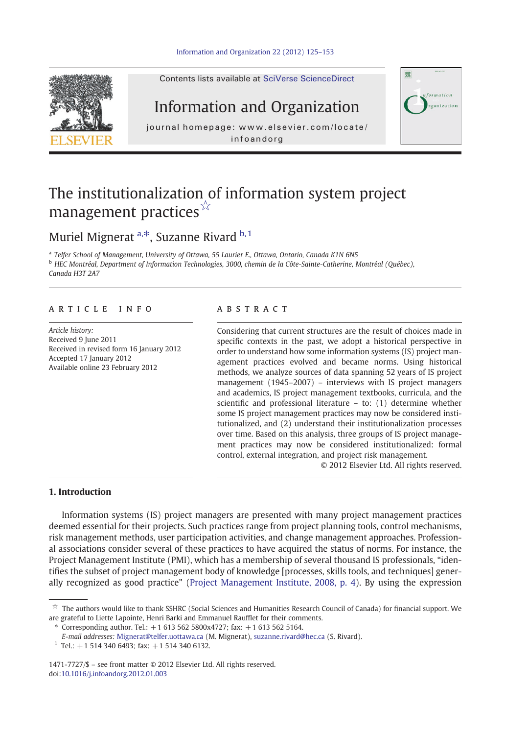# The institutionalization of information system project management practices☆

Muriel Mignerat [a,*], Suzanne Rivard [b,1]

[a] Telfer School of Management, University of Ottawa, 55 Laurier E., Ottawa, Ontario, Canada K1N 6N5

[b] HEC Montréal, Department of Information Technologies, 3000, chemin de la Côte-Sainte-Catherine, Montréal (Québec), Canada H3T 2A7

## ARTICLE INFO

*Article history:*
Received 9 June 2011
Received in revised form 16 January 2012
Accepted 17 January 2012
Available online 23 February 2012

## ABSTRACT

Considering that current structures are the result of choices made in specific contexts in the past, we adopt a historical perspective in order to understand how some information systems (IS) project management practices evolved and became norms. Using historical methods, we analyze sources of data spanning 52 years of IS project management (1945–2007) – interviews with IS project managers and academics, IS project management textbooks, curricula, and the scientific and professional literature – to: (1) determine whether some IS project management practices may now be considered institutionalized, and (2) understand their institutionalization processes over time. Based on this analysis, three groups of IS project management practices may now be considered institutionalized: formal control, external integration, and project risk management.

© 2012 Elsevier Ltd. All rights reserved.

## 1. Introduction

Information systems (IS) project managers are presented with many project management practices deemed essential for their projects. Such practices range from project planning tools, control mechanisms, risk management methods, user participation activities, and change management approaches. Professional associations consider several of these practices to have acquired the status of norms. For instance, the Project Management Institute (PMI), which has a membership of several thousand IS professionals, "identifies the subset of project management body of knowledge [processes, skills tools, and techniques] generally recognized as good practice" (Project Management Institute, 2008, p. 4). By using the expression

☆ The authors would like to thank SSHRC (Social Sciences and Humanities Research Council of Canada) for financial support. We are grateful to Liette Lapointe, Henri Barki and Emmanuel Raufflet for their comments.

\* Corresponding author. Tel.: +1 613 562 5800x4727; fax: +1 613 562 5164.

*E-mail addresses:* Mignerat@telfer.uottawa.ca (M. Mignerat), suzanne.rivard@hec.ca (S. Rivard).

[1] Tel.: +1 514 340 6493; fax: +1 514 340 6132.

1471-7727/$ – see front matter © 2012 Elsevier Ltd. All rights reserved.
doi:10.1016/j.infoandorg.2012.01.003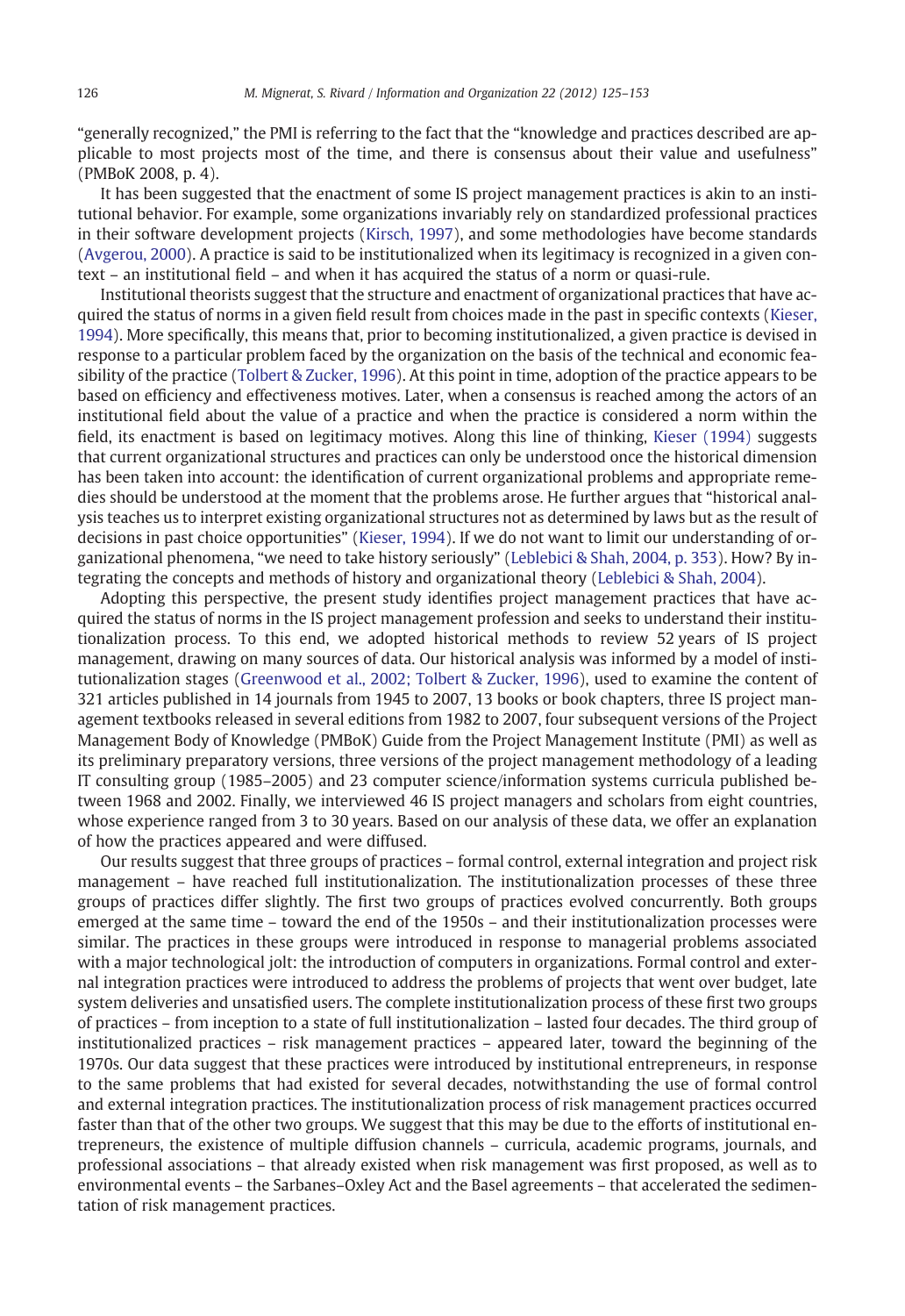"generally recognized," the PMI is referring to the fact that the "knowledge and practices described are applicable to most projects most of the time, and there is consensus about their value and usefulness" (PMBoK 2008, p. 4).

It has been suggested that the enactment of some IS project management practices is akin to an institutional behavior. For example, some organizations invariably rely on standardized professional practices in their software development projects (Kirsch, 1997), and some methodologies have become standards (Avgerou, 2000). A practice is said to be institutionalized when its legitimacy is recognized in a given context – an institutional field – and when it has acquired the status of a norm or quasi-rule.

Institutional theorists suggest that the structure and enactment of organizational practices that have acquired the status of norms in a given field result from choices made in the past in specific contexts (Kieser, 1994). More specifically, this means that, prior to becoming institutionalized, a given practice is devised in response to a particular problem faced by the organization on the basis of the technical and economic feasibility of the practice (Tolbert & Zucker, 1996). At this point in time, adoption of the practice appears to be based on efficiency and effectiveness motives. Later, when a consensus is reached among the actors of an institutional field about the value of a practice and when the practice is considered a norm within the field, its enactment is based on legitimacy motives. Along this line of thinking, Kieser (1994) suggests that current organizational structures and practices can only be understood once the historical dimension has been taken into account: the identification of current organizational problems and appropriate remedies should be understood at the moment that the problems arose. He further argues that "historical analysis teaches us to interpret existing organizational structures not as determined by laws but as the result of decisions in past choice opportunities" (Kieser, 1994). If we do not want to limit our understanding of organizational phenomena, "we need to take history seriously" (Leblebici & Shah, 2004, p. 353). How? By integrating the concepts and methods of history and organizational theory (Leblebici & Shah, 2004).

Adopting this perspective, the present study identifies project management practices that have acquired the status of norms in the IS project management profession and seeks to understand their institutionalization process. To this end, we adopted historical methods to review 52 years of IS project management, drawing on many sources of data. Our historical analysis was informed by a model of institutionalization stages (Greenwood et al., 2002; Tolbert & Zucker, 1996), used to examine the content of 321 articles published in 14 journals from 1945 to 2007, 13 books or book chapters, three IS project management textbooks released in several editions from 1982 to 2007, four subsequent versions of the Project Management Body of Knowledge (PMBoK) Guide from the Project Management Institute (PMI) as well as its preliminary preparatory versions, three versions of the project management methodology of a leading IT consulting group (1985–2005) and 23 computer science/information systems curricula published between 1968 and 2002. Finally, we interviewed 46 IS project managers and scholars from eight countries, whose experience ranged from 3 to 30 years. Based on our analysis of these data, we offer an explanation of how the practices appeared and were diffused.

Our results suggest that three groups of practices – formal control, external integration and project risk management – have reached full institutionalization. The institutionalization processes of these three groups of practices differ slightly. The first two groups of practices evolved concurrently. Both groups emerged at the same time – toward the end of the 1950s – and their institutionalization processes were similar. The practices in these groups were introduced in response to managerial problems associated with a major technological jolt: the introduction of computers in organizations. Formal control and external integration practices were introduced to address the problems of projects that went over budget, late system deliveries and unsatisfied users. The complete institutionalization process of these first two groups of practices – from inception to a state of full institutionalization – lasted four decades. The third group of institutionalized practices – risk management practices – appeared later, toward the beginning of the 1970s. Our data suggest that these practices were introduced by institutional entrepreneurs, in response to the same problems that had existed for several decades, notwithstanding the use of formal control and external integration practices. The institutionalization process of risk management practices occurred faster than that of the other two groups. We suggest that this may be due to the efforts of institutional entrepreneurs, the existence of multiple diffusion channels – curricula, academic programs, journals, and professional associations – that already existed when risk management was first proposed, as well as to environmental events – the Sarbanes–Oxley Act and the Basel agreements – that accelerated the sedimentation of risk management practices.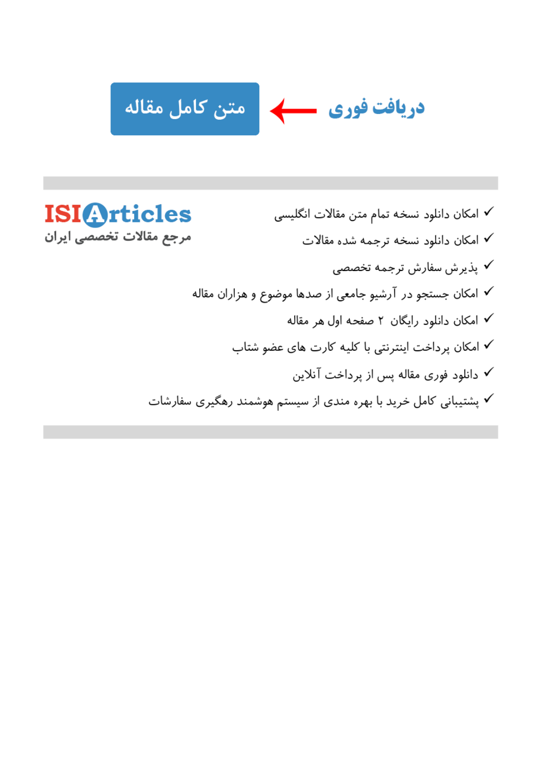**دریافت فوری** ← **متن کامل مقاله**

---

**ISIArticles**

**مرجع مقالات تخصصی ایران**

- ✓ امکان دانلود نسخه تمام متن مقالات انگلیسی
- ✓ امکان دانلود نسخه ترجمه شده مقالات
- ✓ پذیرش سفارش ترجمه تخصصی
- ✓ امکان جستجو در آرشیو جامعی از صدها موضوع و هزاران مقاله
- ✓ امکان دانلود رایگان ۲ صفحه اول هر مقاله
- ✓ امکان پرداخت اینترنتی با کلیه کارت های عضو شتاب
- ✓ دانلود فوری مقاله پس از پرداخت آنلاین
- ✓ پشتیبانی کامل خرید با بهره مندی از سیستم هوشمند رهگیری سفارشات

---